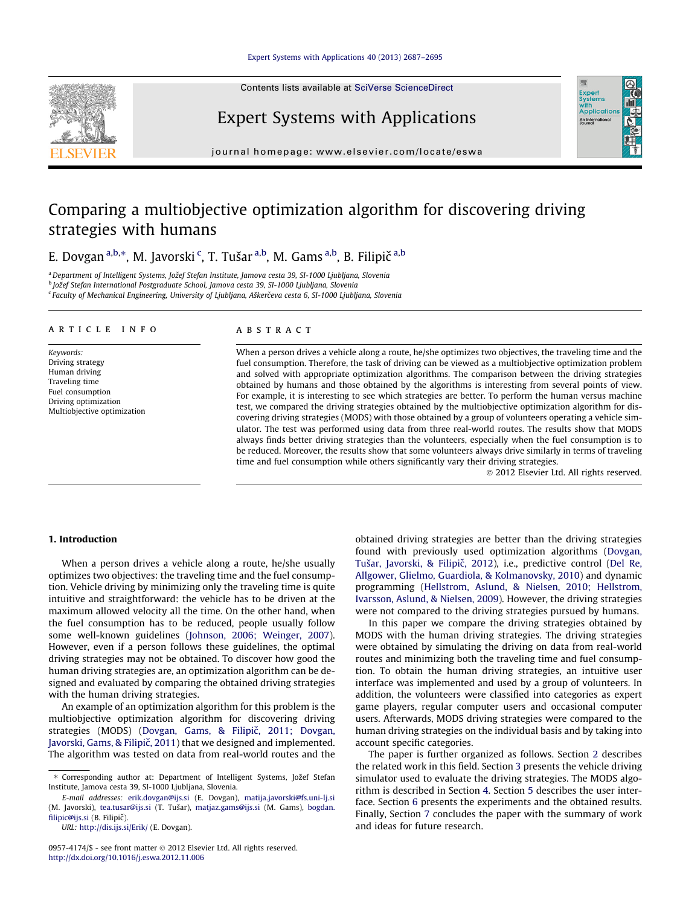# Comparing a multiobjective optimization algorithm for discovering driving strategies with humans

E. Dovgan [a,b,*], M. Javorski [c], T. Tušar [a,b], M. Gams [a,b], B. Filipič [a,b]

[a] Department of Intelligent Systems, Jožef Stefan Institute, Jamova cesta 39, SI-1000 Ljubljana, Slovenia
[b] Jožef Stefan International Postgraduate School, Jamova cesta 39, SI-1000 Ljubljana, Slovenia
[c] Faculty of Mechanical Engineering, University of Ljubljana, Aškerčeva cesta 6, SI-1000 Ljubljana, Slovenia

## ARTICLE INFO

*Keywords:*
Driving strategy
Human driving
Traveling time
Fuel consumption
Driving optimization
Multiobjective optimization

## ABSTRACT

When a person drives a vehicle along a route, he/she optimizes two objectives, the traveling time and the fuel consumption. Therefore, the task of driving can be viewed as a multiobjective optimization problem and solved with appropriate optimization algorithms. The comparison between the driving strategies obtained by humans and those obtained by the algorithms is interesting from several points of view. For example, it is interesting to see which strategies are better. To perform the human versus machine test, we compared the driving strategies obtained by the multiobjective optimization algorithm for discovering driving strategies (MODS) with those obtained by a group of volunteers operating a vehicle simulator. The test was performed using data from three real-world routes. The results show that MODS always finds better driving strategies than the volunteers, especially when the fuel consumption is to be reduced. Moreover, the results show that some volunteers always drive similarly in terms of traveling time and fuel consumption while others significantly vary their driving strategies.

© 2012 Elsevier Ltd. All rights reserved.

## 1. Introduction

When a person drives a vehicle along a route, he/she usually optimizes two objectives: the traveling time and the fuel consumption. Vehicle driving by minimizing only the traveling time is quite intuitive and straightforward: the vehicle has to be driven at the maximum allowed velocity all the time. On the other hand, when the fuel consumption has to be reduced, people usually follow some well-known guidelines (Johnson, 2006; Weinger, 2007). However, even if a person follows these guidelines, the optimal driving strategies may not be obtained. To discover how good the human driving strategies are, an optimization algorithm can be designed and evaluated by comparing the obtained driving strategies with the human driving strategies.

An example of an optimization algorithm for this problem is the multiobjective optimization algorithm for discovering driving strategies (MODS) (Dovgan, Gams, & Filipič, 2011; Dovgan, Javorski, Gams, & Filipič, 2011) that we designed and implemented. The algorithm was tested on data from real-world routes and the obtained driving strategies are better than the driving strategies found with previously used optimization algorithms (Dovgan, Tušar, Javorski, & Filipič, 2012), i.e., predictive control (Del Re, Allgower, Glielmo, Guardiola, & Kolmanovsky, 2010) and dynamic programming (Hellstrom, Aslund, & Nielsen, 2010; Hellstrom, Ivarsson, Aslund, & Nielsen, 2009). However, the driving strategies were not compared to the driving strategies pursued by humans.

In this paper we compare the driving strategies obtained by MODS with the human driving strategies. The driving strategies were obtained by simulating the driving on data from real-world routes and minimizing both the traveling time and fuel consumption. To obtain the human driving strategies, an intuitive user interface was implemented and used by a group of volunteers. In addition, the volunteers were classified into categories as expert game players, regular computer users and occasional computer users. Afterwards, MODS driving strategies were compared to the human driving strategies on the individual basis and by taking into account specific categories.

The paper is further organized as follows. Section 2 describes the related work in this field. Section 3 presents the vehicle driving simulator used to evaluate the driving strategies. The MODS algorithm is described in Section 4. Section 5 describes the user interface. Section 6 presents the experiments and the obtained results. Finally, Section 7 concludes the paper with the summary of work and ideas for future research.

---

* Corresponding author at: Department of Intelligent Systems, Jožef Stefan Institute, Jamova cesta 39, SI-1000 Ljubljana, Slovenia.

*E-mail addresses:* erik.dovgan@ijs.si (E. Dovgan), matija.javorski@fs.uni-lj.si (M. Javorski), tea.tusar@ijs.si (T. Tušar), matjaz.gams@ijs.si (M. Gams), bogdan.filipic@ijs.si (B. Filipič).

*URL:* http://dis.ijs.si/Erik/ (E. Dovgan).

0957-4174/$ - see front matter © 2012 Elsevier Ltd. All rights reserved.
http://dx.doi.org/10.1016/j.eswa.2012.11.006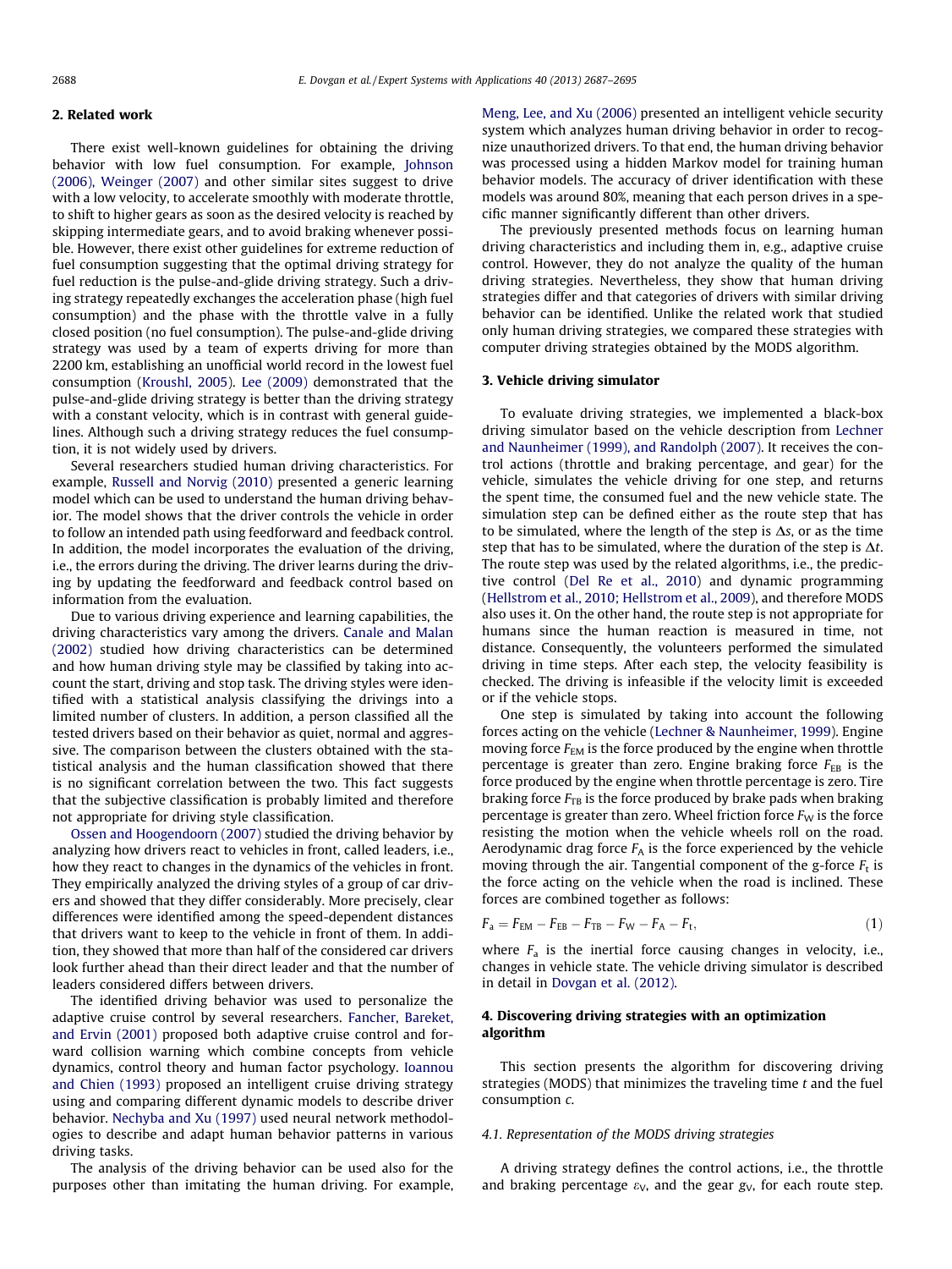## 2. Related work

There exist well-known guidelines for obtaining the driving behavior with low fuel consumption. For example, Johnson (2006), Weinger (2007) and other similar sites suggest to drive with a low velocity, to accelerate smoothly with moderate throttle, to shift to higher gears as soon as the desired velocity is reached by skipping intermediate gears, and to avoid braking whenever possible. However, there exist other guidelines for extreme reduction of fuel consumption suggesting that the optimal driving strategy for fuel reduction is the pulse-and-glide driving strategy. Such a driving strategy repeatedly exchanges the acceleration phase (high fuel consumption) and the phase with the throttle valve in a fully closed position (no fuel consumption). The pulse-and-glide driving strategy was used by a team of experts driving for more than 2200 km, establishing an unofficial world record in the lowest fuel consumption (Kroushl, 2005). Lee (2009) demonstrated that the pulse-and-glide driving strategy is better than the driving strategy with a constant velocity, which is in contrast with general guidelines. Although such a driving strategy reduces the fuel consumption, it is not widely used by drivers.

Several researchers studied human driving characteristics. For example, Russell and Norvig (2010) presented a generic learning model which can be used to understand the human driving behavior. The model shows that the driver controls the vehicle in order to follow an intended path using feedforward and feedback control. In addition, the model incorporates the evaluation of the driving, i.e., the errors during the driving. The driver learns during the driving by updating the feedforward and feedback control based on information from the evaluation.

Due to various driving experience and learning capabilities, the driving characteristics vary among the drivers. Canale and Malan (2002) studied how driving characteristics can be determined and how human driving style may be classified by taking into account the start, driving and stop task. The driving styles were identified with a statistical analysis classifying the drivings into a limited number of clusters. In addition, a person classified all the tested drivers based on their behavior as quiet, normal and aggressive. The comparison between the clusters obtained with the statistical analysis and the human classification showed that there is no significant correlation between the two. This fact suggests that the subjective classification is probably limited and therefore not appropriate for driving style classification.

Ossen and Hoogendoorn (2007) studied the driving behavior by analyzing how drivers react to vehicles in front, called leaders, i.e., how they react to changes in the dynamics of the vehicles in front. They empirically analyzed the driving styles of a group of car drivers and showed that they differ considerably. More precisely, clear differences were identified among the speed-dependent distances that drivers want to keep to the vehicle in front of them. In addition, they showed that more than half of the considered car drivers look further ahead than their direct leader and that the number of leaders considered differs between drivers.

The identified driving behavior was used to personalize the adaptive cruise control by several researchers. Fancher, Bareket, and Ervin (2001) proposed both adaptive cruise control and forward collision warning which combine concepts from vehicle dynamics, control theory and human factor psychology. Ioannou and Chien (1993) proposed an intelligent cruise driving strategy using and comparing different dynamic models to describe driver behavior. Nechyba and Xu (1997) used neural network methodologies to describe and adapt human behavior patterns in various driving tasks.

The analysis of the driving behavior can be used also for the purposes other than imitating the human driving. For example, Meng, Lee, and Xu (2006) presented an intelligent vehicle security system which analyzes human driving behavior in order to recognize unauthorized drivers. To that end, the human driving behavior was processed using a hidden Markov model for training human behavior models. The accuracy of driver identification with these models was around 80%, meaning that each person drives in a specific manner significantly different than other drivers.

The previously presented methods focus on learning human driving characteristics and including them in, e.g., adaptive cruise control. However, they do not analyze the quality of the human driving strategies. Nevertheless, they show that human driving strategies differ and that categories of drivers with similar driving behavior can be identified. Unlike the related work that studied only human driving strategies, we compared these strategies with computer driving strategies obtained by the MODS algorithm.

## 3. Vehicle driving simulator

To evaluate driving strategies, we implemented a black-box driving simulator based on the vehicle description from Lechner and Naunheimer (1999), and Randolph (2007). It receives the control actions (throttle and braking percentage, and gear) for the vehicle, simulates the vehicle driving for one step, and returns the spent time, the consumed fuel and the new vehicle state. The simulation step can be defined either as the route step that has to be simulated, where the length of the step is $\Delta s$, or as the time step that has to be simulated, where the duration of the step is $\Delta t$. The route step was used by the related algorithms, i.e., the predictive control (Del Re et al., 2010) and dynamic programming (Hellstrom et al., 2010; Hellstrom et al., 2009), and therefore MODS also uses it. On the other hand, the route step is not appropriate for humans since the human reaction is measured in time, not distance. Consequently, the volunteers performed the simulated driving in time steps. After each step, the velocity feasibility is checked. The driving is infeasible if the velocity limit is exceeded or if the vehicle stops.

One step is simulated by taking into account the following forces acting on the vehicle (Lechner & Naunheimer, 1999). Engine moving force $F_{EM}$ is the force produced by the engine when throttle percentage is greater than zero. Engine braking force $F_{EB}$ is the force produced by the engine when throttle percentage is zero. Tire braking force $F_{TB}$ is the force produced by brake pads when braking percentage is greater than zero. Wheel friction force $F_W$ is the force resisting the motion when the vehicle wheels roll on the road. Aerodynamic drag force $F_A$ is the force experienced by the vehicle moving through the air. Tangential component of the g-force $F_t$ is the force acting on the vehicle when the road is inclined. These forces are combined together as follows:

$$F_a = F_{EM} - F_{EB} - F_{TB} - F_W - F_A - F_t, \tag{1}$$

where $F_a$ is the inertial force causing changes in velocity, i.e., changes in vehicle state. The vehicle driving simulator is described in detail in Dovgan et al. (2012).

## 4. Discovering driving strategies with an optimization algorithm

This section presents the algorithm for discovering driving strategies (MODS) that minimizes the traveling time $t$ and the fuel consumption $c$.

### 4.1. Representation of the MODS driving strategies

A driving strategy defines the control actions, i.e., the throttle and braking percentage $\varepsilon_V$, and the gear $g_V$, for each route step.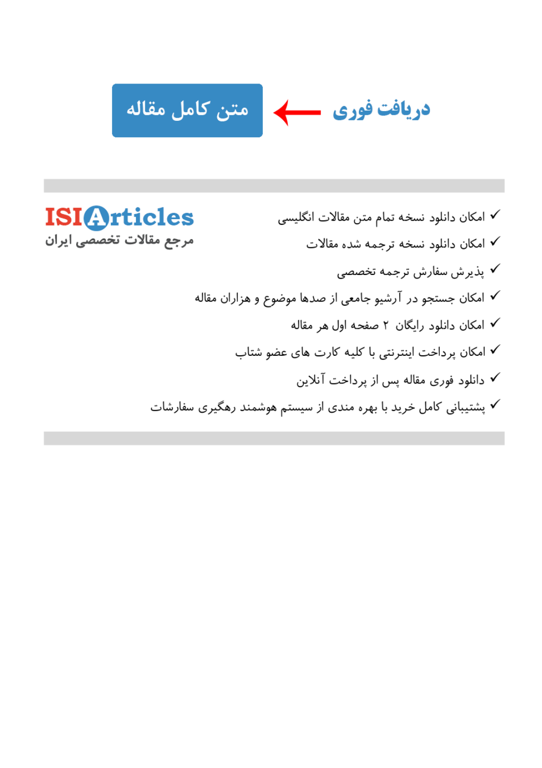دریافت فوری ← **متن کامل مقاله**

**ISIArticles**
مرجع مقالات تخصصی ایران

- ✓ امکان دانلود نسخه تمام متن مقالات انگلیسی
- ✓ امکان دانلود نسخه ترجمه شده مقالات
- ✓ پذیرش سفارش ترجمه تخصصی
- ✓ امکان جستجو در آرشیو جامعی از صدها موضوع و هزاران مقاله
- ✓ امکان دانلود رایگان ۲ صفحه اول هر مقاله
- ✓ امکان پرداخت اینترنتی با کلیه کارت های عضو شتاب
- ✓ دانلود فوری مقاله پس از پرداخت آنلاین
- ✓ پشتیبانی کامل خرید با بهره مندی از سیستم هوشمند رهگیری سفارشات